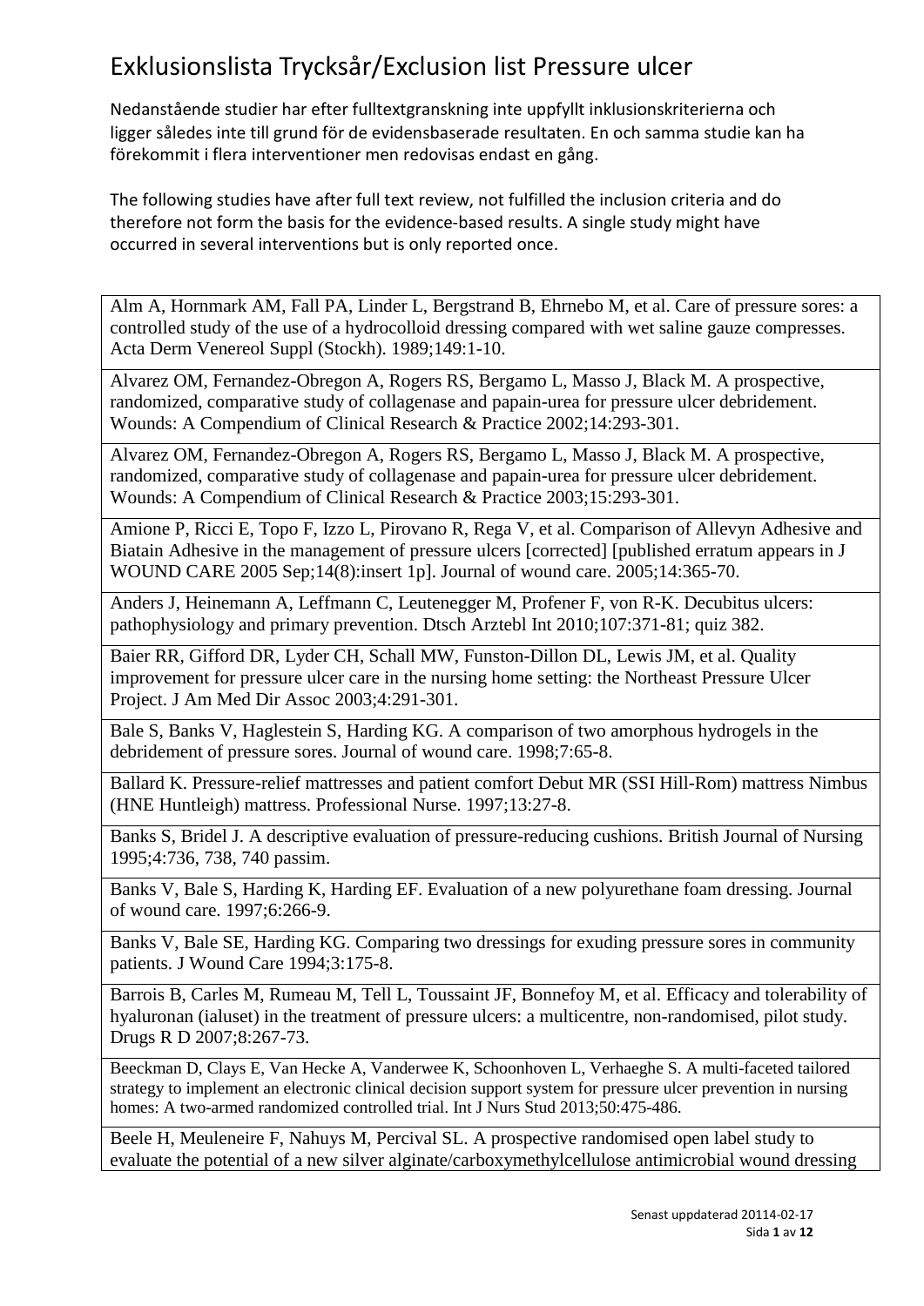# Exklusionslista Trycksår/Exclusion list Pressure ulcer

Nedanstående studier har efter fulltextgranskning inte uppfyllt inklusionskriterierna och ligger således inte till grund för de evidensbaserade resultaten. En och samma studie kan ha förekommit i flera interventioner men redovisas endast en gång.

The following studies have after full text review, not fulfilled the inclusion criteria and do therefore not form the basis for the evidence-based results. A single study might have occurred in several interventions but is only reported once.

| |
|---|
| Alm A, Hornmark AM, Fall PA, Linder L, Bergstrand B, Ehrnebo M, et al. Care of pressure sores: a controlled study of the use of a hydrocolloid dressing compared with wet saline gauze compresses. Acta Derm Venereol Suppl (Stockh). 1989;149:1-10. |
| Alvarez OM, Fernandez-Obregon A, Rogers RS, Bergamo L, Masso J, Black M. A prospective, randomized, comparative study of collagenase and papain-urea for pressure ulcer debridement. Wounds: A Compendium of Clinical Research & Practice 2002;14:293-301. |
| Alvarez OM, Fernandez-Obregon A, Rogers RS, Bergamo L, Masso J, Black M. A prospective, randomized, comparative study of collagenase and papain-urea for pressure ulcer debridement. Wounds: A Compendium of Clinical Research & Practice 2003;15:293-301. |
| Amione P, Ricci E, Topo F, Izzo L, Pirovano R, Rega V, et al. Comparison of Allevyn Adhesive and Biatain Adhesive in the management of pressure ulcers [corrected] [published erratum appears in J WOUND CARE 2005 Sep;14(8):insert 1p]. Journal of wound care. 2005;14:365-70. |
| Anders J, Heinemann A, Leffmann C, Leutenegger M, Profener F, von R-K. Decubitus ulcers: pathophysiology and primary prevention. Dtsch Arztebl Int 2010;107:371-81; quiz 382. |
| Baier RR, Gifford DR, Lyder CH, Schall MW, Funston-Dillon DL, Lewis JM, et al. Quality improvement for pressure ulcer care in the nursing home setting: the Northeast Pressure Ulcer Project. J Am Med Dir Assoc 2003;4:291-301. |
| Bale S, Banks V, Haglestein S, Harding KG. A comparison of two amorphous hydrogels in the debridement of pressure sores. Journal of wound care. 1998;7:65-8. |
| Ballard K. Pressure-relief mattresses and patient comfort Debut MR (SSI Hill-Rom) mattress Nimbus (HNE Huntleigh) mattress. Professional Nurse. 1997;13:27-8. |
| Banks S, Bridel J. A descriptive evaluation of pressure-reducing cushions. British Journal of Nursing 1995;4:736, 738, 740 passim. |
| Banks V, Bale S, Harding K, Harding EF. Evaluation of a new polyurethane foam dressing. Journal of wound care. 1997;6:266-9. |
| Banks V, Bale SE, Harding KG. Comparing two dressings for exuding pressure sores in community patients. J Wound Care 1994;3:175-8. |
| Barrois B, Carles M, Rumeau M, Tell L, Toussaint JF, Bonnefoy M, et al. Efficacy and tolerability of hyaluronan (ialuset) in the treatment of pressure ulcers: a multicentre, non-randomised, pilot study. Drugs R D 2007;8:267-73. |
| Beeckman D, Clays E, Van Hecke A, Vanderwee K, Schoonhoven L, Verhaeghe S. A multi-faceted tailored strategy to implement an electronic clinical decision support system for pressure ulcer prevention in nursing homes: A two-armed randomized controlled trial. Int J Nurs Stud 2013;50:475-486. |
| Beele H, Meuleneire F, Nahuys M, Percival SL. A prospective randomised open label study to evaluate the potential of a new silver alginate/carboxymethylcellulose antimicrobial wound dressing |

Senast uppdaterad 20114-02-17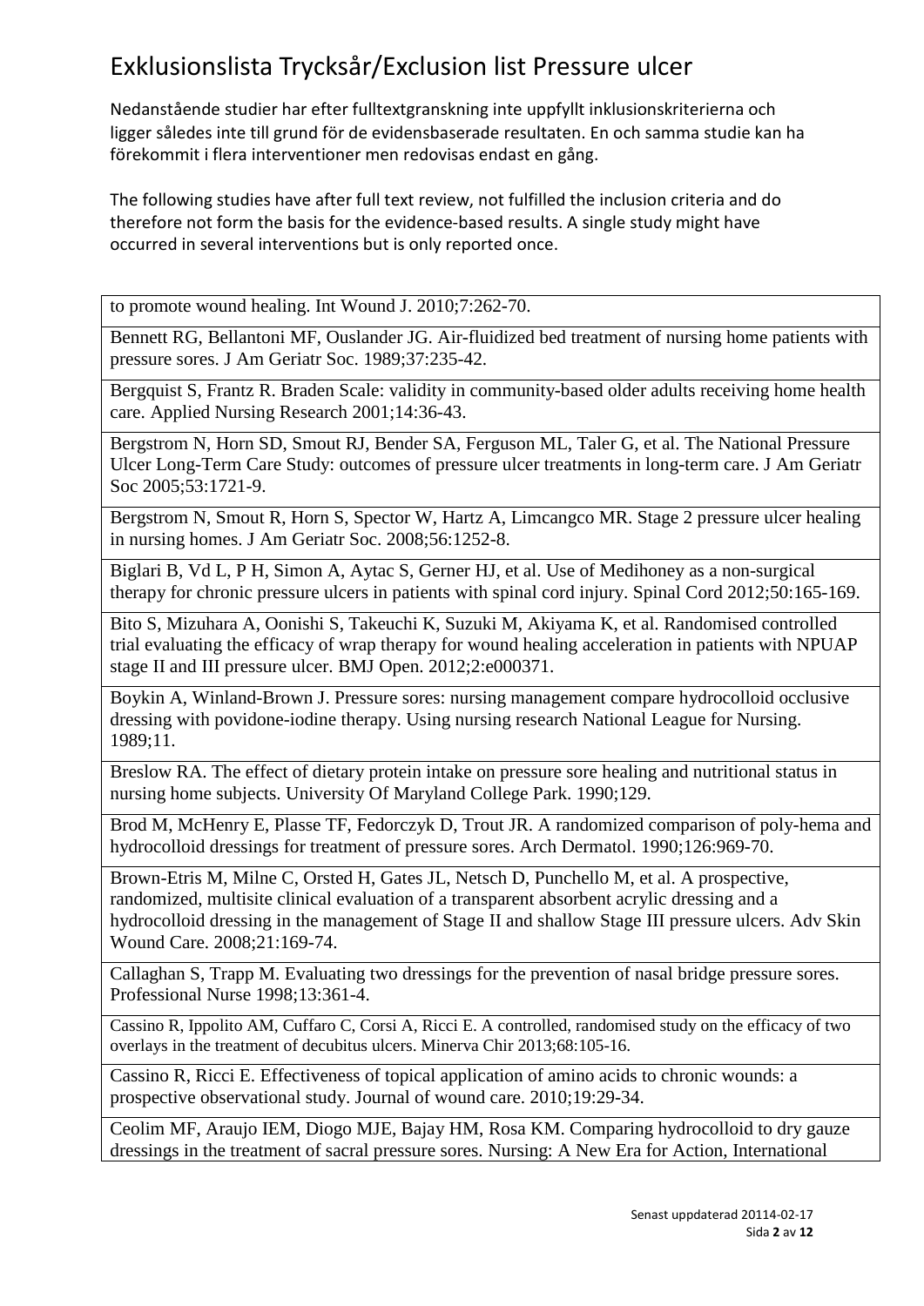# Exklusionslista Trycksår/Exclusion list Pressure ulcer

Nedanstående studier har efter fulltextgranskning inte uppfyllt inklusionskriterierna och ligger således inte till grund för de evidensbaserade resultaten. En och samma studie kan ha förekommit i flera interventioner men redovisas endast en gång.

The following studies have after full text review, not fulfilled the inclusion criteria and do therefore not form the basis for the evidence-based results. A single study might have occurred in several interventions but is only reported once.

| |
|---|
| to promote wound healing. Int Wound J. 2010;7:262-70. |
| Bennett RG, Bellantoni MF, Ouslander JG. Air-fluidized bed treatment of nursing home patients with pressure sores. J Am Geriatr Soc. 1989;37:235-42. |
| Bergquist S, Frantz R. Braden Scale: validity in community-based older adults receiving home health care. Applied Nursing Research 2001;14:36-43. |
| Bergstrom N, Horn SD, Smout RJ, Bender SA, Ferguson ML, Taler G, et al. The National Pressure Ulcer Long-Term Care Study: outcomes of pressure ulcer treatments in long-term care. J Am Geriatr Soc 2005;53:1721-9. |
| Bergstrom N, Smout R, Horn S, Spector W, Hartz A, Limcangco MR. Stage 2 pressure ulcer healing in nursing homes. J Am Geriatr Soc. 2008;56:1252-8. |
| Biglari B, Vd L, P H, Simon A, Aytac S, Gerner HJ, et al. Use of Medihoney as a non-surgical therapy for chronic pressure ulcers in patients with spinal cord injury. Spinal Cord 2012;50:165-169. |
| Bito S, Mizuhara A, Oonishi S, Takeuchi K, Suzuki M, Akiyama K, et al. Randomised controlled trial evaluating the efficacy of wrap therapy for wound healing acceleration in patients with NPUAP stage II and III pressure ulcer. BMJ Open. 2012;2:e000371. |
| Boykin A, Winland-Brown J. Pressure sores: nursing management compare hydrocolloid occlusive dressing with povidone-iodine therapy. Using nursing research National League for Nursing. 1989;11. |
| Breslow RA. The effect of dietary protein intake on pressure sore healing and nutritional status in nursing home subjects. University Of Maryland College Park. 1990;129. |
| Brod M, McHenry E, Plasse TF, Fedorczyk D, Trout JR. A randomized comparison of poly-hema and hydrocolloid dressings for treatment of pressure sores. Arch Dermatol. 1990;126:969-70. |
| Brown-Etris M, Milne C, Orsted H, Gates JL, Netsch D, Punchello M, et al. A prospective, randomized, multisite clinical evaluation of a transparent absorbent acrylic dressing and a hydrocolloid dressing in the management of Stage II and shallow Stage III pressure ulcers. Adv Skin Wound Care. 2008;21:169-74. |
| Callaghan S, Trapp M. Evaluating two dressings for the prevention of nasal bridge pressure sores. Professional Nurse 1998;13:361-4. |
| Cassino R, Ippolito AM, Cuffaro C, Corsi A, Ricci E. A controlled, randomised study on the efficacy of two overlays in the treatment of decubitus ulcers. Minerva Chir 2013;68:105-16. |
| Cassino R, Ricci E. Effectiveness of topical application of amino acids to chronic wounds: a prospective observational study. Journal of wound care. 2010;19:29-34. |
| Ceolim MF, Araujo IEM, Diogo MJE, Bajay HM, Rosa KM. Comparing hydrocolloid to dry gauze dressings in the treatment of sacral pressure sores. Nursing: A New Era for Action, International |

Senast uppdaterad 20114-02-17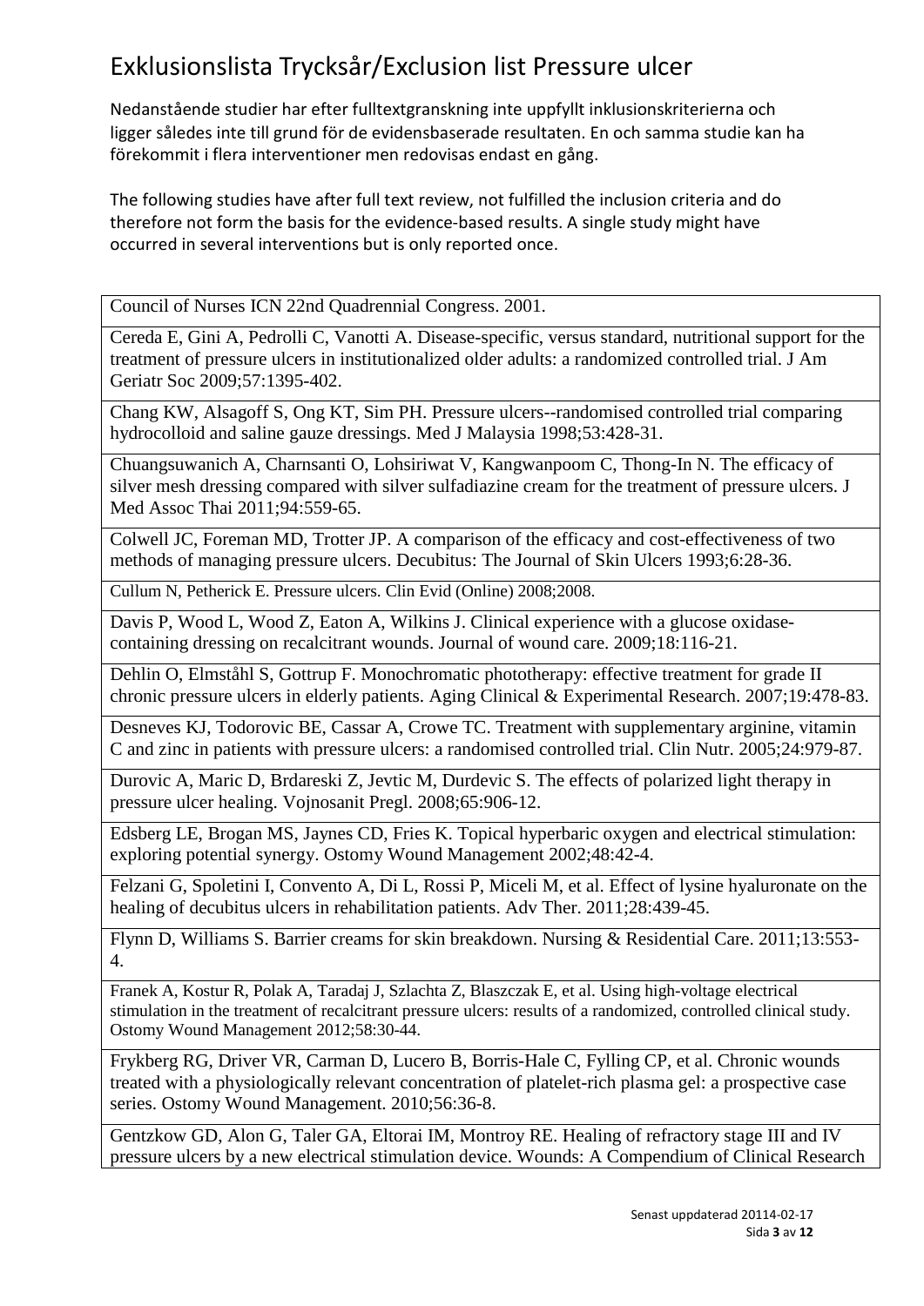# Exklusionslista Trycksår/Exclusion list Pressure ulcer

Nedanstående studier har efter fulltextgranskning inte uppfyllt inklusionskriterierna och ligger således inte till grund för de evidensbaserade resultaten. En och samma studie kan ha förekommit i flera interventioner men redovisas endast en gång.

The following studies have after full text review, not fulfilled the inclusion criteria and do therefore not form the basis for the evidence-based results. A single study might have occurred in several interventions but is only reported once.

| |
|---|
| Council of Nurses ICN 22nd Quadrennial Congress. 2001. |
| Cereda E, Gini A, Pedrolli C, Vanotti A. Disease-specific, versus standard, nutritional support for the treatment of pressure ulcers in institutionalized older adults: a randomized controlled trial. J Am Geriatr Soc 2009;57:1395-402. |
| Chang KW, Alsagoff S, Ong KT, Sim PH. Pressure ulcers--randomised controlled trial comparing hydrocolloid and saline gauze dressings. Med J Malaysia 1998;53:428-31. |
| Chuangsuwanich A, Charnsanti O, Lohsiriwat V, Kangwanpoom C, Thong-In N. The efficacy of silver mesh dressing compared with silver sulfadiazine cream for the treatment of pressure ulcers. J Med Assoc Thai 2011;94:559-65. |
| Colwell JC, Foreman MD, Trotter JP. A comparison of the efficacy and cost-effectiveness of two methods of managing pressure ulcers. Decubitus: The Journal of Skin Ulcers 1993;6:28-36. |
| Cullum N, Petherick E. Pressure ulcers. Clin Evid (Online) 2008;2008. |
| Davis P, Wood L, Wood Z, Eaton A, Wilkins J. Clinical experience with a glucose oxidase-containing dressing on recalcitrant wounds. Journal of wound care. 2009;18:116-21. |
| Dehlin O, Elmståhl S, Gottrup F. Monochromatic phototherapy: effective treatment for grade II chronic pressure ulcers in elderly patients. Aging Clinical & Experimental Research. 2007;19:478-83. |
| Desneves KJ, Todorovic BE, Cassar A, Crowe TC. Treatment with supplementary arginine, vitamin C and zinc in patients with pressure ulcers: a randomised controlled trial. Clin Nutr. 2005;24:979-87. |
| Durovic A, Maric D, Brdareski Z, Jevtic M, Durdevic S. The effects of polarized light therapy in pressure ulcer healing. Vojnosanit Pregl. 2008;65:906-12. |
| Edsberg LE, Brogan MS, Jaynes CD, Fries K. Topical hyperbaric oxygen and electrical stimulation: exploring potential synergy. Ostomy Wound Management 2002;48:42-4. |
| Felzani G, Spoletini I, Convento A, Di L, Rossi P, Miceli M, et al. Effect of lysine hyaluronate on the healing of decubitus ulcers in rehabilitation patients. Adv Ther. 2011;28:439-45. |
| Flynn D, Williams S. Barrier creams for skin breakdown. Nursing & Residential Care. 2011;13:553-4. |
| Franek A, Kostur R, Polak A, Taradaj J, Szlachta Z, Blaszczak E, et al. Using high-voltage electrical stimulation in the treatment of recalcitrant pressure ulcers: results of a randomized, controlled clinical study. Ostomy Wound Management 2012;58:30-44. |
| Frykberg RG, Driver VR, Carman D, Lucero B, Borris-Hale C, Fylling CP, et al. Chronic wounds treated with a physiologically relevant concentration of platelet-rich plasma gel: a prospective case series. Ostomy Wound Management. 2010;56:36-8. |
| Gentzkow GD, Alon G, Taler GA, Eltorai IM, Montroy RE. Healing of refractory stage III and IV pressure ulcers by a new electrical stimulation device. Wounds: A Compendium of Clinical Research |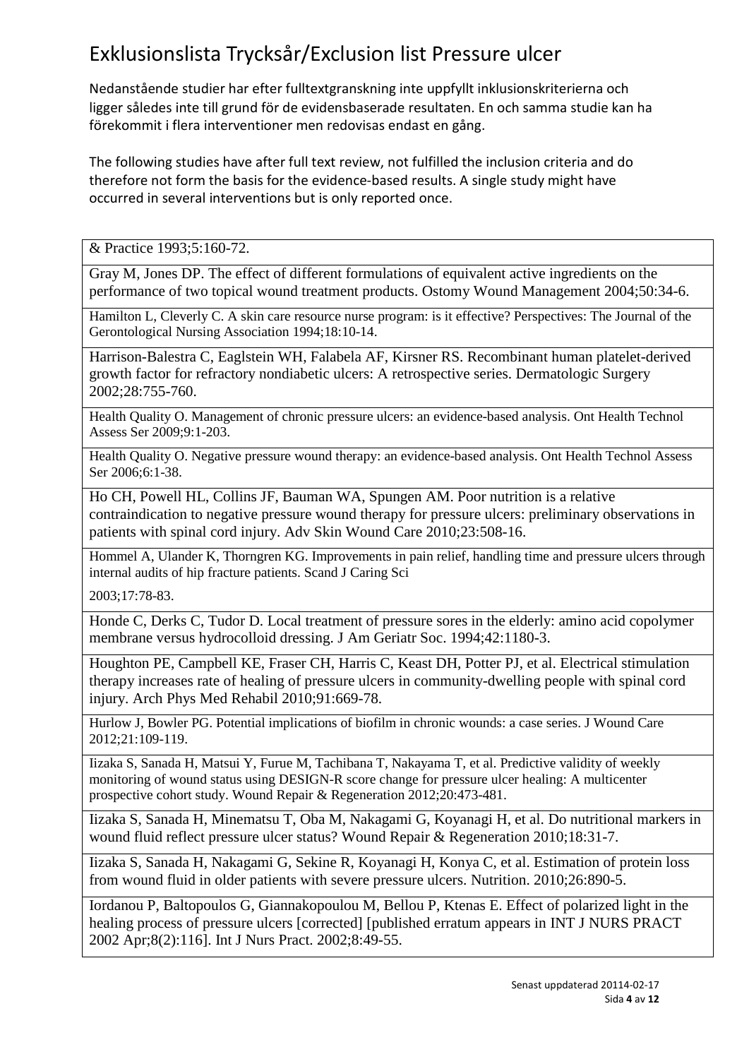# Exklusionslista Trycksår/Exclusion list Pressure ulcer

Nedanstående studier har efter fulltextgranskning inte uppfyllt inklusionskriterierna och ligger således inte till grund för de evidensbaserade resultaten. En och samma studie kan ha förekommit i flera interventioner men redovisas endast en gång.

The following studies have after full text review, not fulfilled the inclusion criteria and do therefore not form the basis for the evidence-based results. A single study might have occurred in several interventions but is only reported once.

|  |
|---|
| & Practice 1993;5:160-72. |
| Gray M, Jones DP. The effect of different formulations of equivalent active ingredients on the performance of two topical wound treatment products. Ostomy Wound Management 2004;50:34-6. |
| Hamilton L, Cleverly C. A skin care resource nurse program: is it effective? Perspectives: The Journal of the Gerontological Nursing Association 1994;18:10-14. |
| Harrison-Balestra C, Eaglstein WH, Falabela AF, Kirsner RS. Recombinant human platelet-derived growth factor for refractory nondiabetic ulcers: A retrospective series. Dermatologic Surgery 2002;28:755-760. |
| Health Quality O. Management of chronic pressure ulcers: an evidence-based analysis. Ont Health Technol Assess Ser 2009;9:1-203. |
| Health Quality O. Negative pressure wound therapy: an evidence-based analysis. Ont Health Technol Assess Ser 2006;6:1-38. |
| Ho CH, Powell HL, Collins JF, Bauman WA, Spungen AM. Poor nutrition is a relative contraindication to negative pressure wound therapy for pressure ulcers: preliminary observations in patients with spinal cord injury. Adv Skin Wound Care 2010;23:508-16. |
| Hommel A, Ulander K, Thorngren KG. Improvements in pain relief, handling time and pressure ulcers through internal audits of hip fracture patients. Scand J Caring Sci 2003;17:78-83. |
| Honde C, Derks C, Tudor D. Local treatment of pressure sores in the elderly: amino acid copolymer membrane versus hydrocolloid dressing. J Am Geriatr Soc. 1994;42:1180-3. |
| Houghton PE, Campbell KE, Fraser CH, Harris C, Keast DH, Potter PJ, et al. Electrical stimulation therapy increases rate of healing of pressure ulcers in community-dwelling people with spinal cord injury. Arch Phys Med Rehabil 2010;91:669-78. |
| Hurlow J, Bowler PG. Potential implications of biofilm in chronic wounds: a case series. J Wound Care 2012;21:109-119. |
| Iizaka S, Sanada H, Matsui Y, Furue M, Tachibana T, Nakayama T, et al. Predictive validity of weekly monitoring of wound status using DESIGN-R score change for pressure ulcer healing: A multicenter prospective cohort study. Wound Repair & Regeneration 2012;20:473-481. |
| Iizaka S, Sanada H, Minematsu T, Oba M, Nakagami G, Koyanagi H, et al. Do nutritional markers in wound fluid reflect pressure ulcer status? Wound Repair & Regeneration 2010;18:31-7. |
| Iizaka S, Sanada H, Nakagami G, Sekine R, Koyanagi H, Konya C, et al. Estimation of protein loss from wound fluid in older patients with severe pressure ulcers. Nutrition. 2010;26:890-5. |
| Iordanou P, Baltopoulos G, Giannakopoulou M, Bellou P, Ktenas E. Effect of polarized light in the healing process of pressure ulcers [corrected] [published erratum appears in INT J NURS PRACT 2002 Apr;8(2):116]. Int J Nurs Pract. 2002;8:49-55. |

Senast uppdaterad 20114-02-17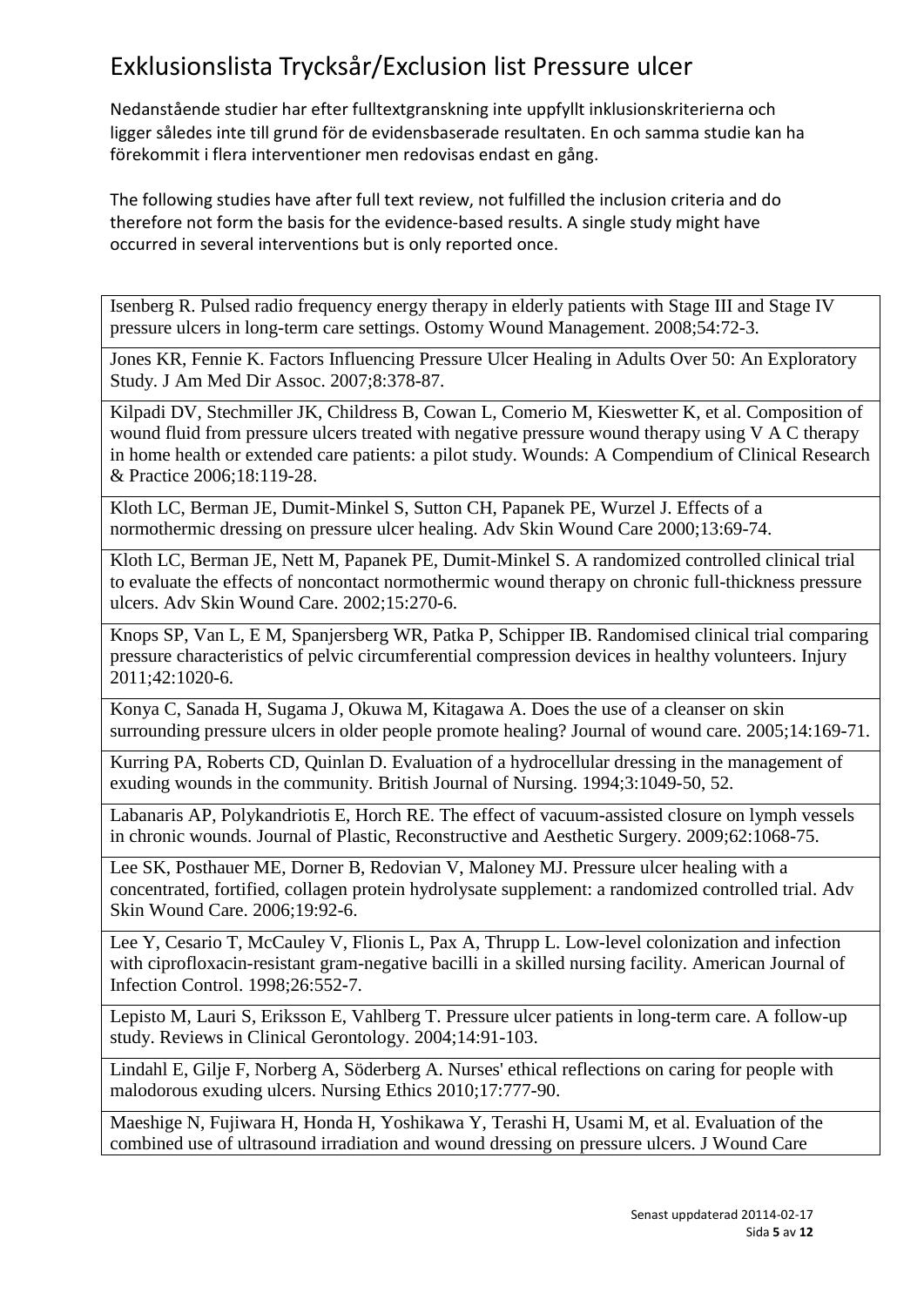# Exklusionslista Trycksår/Exclusion list Pressure ulcer

Nedanstående studier har efter fulltextgranskning inte uppfyllt inklusionskriterierna och ligger således inte till grund för de evidensbaserade resultaten. En och samma studie kan ha förekommit i flera interventioner men redovisas endast en gång.

The following studies have after full text review, not fulfilled the inclusion criteria and do therefore not form the basis for the evidence-based results. A single study might have occurred in several interventions but is only reported once.

| |
|---|
| Isenberg R. Pulsed radio frequency energy therapy in elderly patients with Stage III and Stage IV pressure ulcers in long-term care settings. Ostomy Wound Management. 2008;54:72-3. |
| Jones KR, Fennie K. Factors Influencing Pressure Ulcer Healing in Adults Over 50: An Exploratory Study. J Am Med Dir Assoc. 2007;8:378-87. |
| Kilpadi DV, Stechmiller JK, Childress B, Cowan L, Comerio M, Kieswetter K, et al. Composition of wound fluid from pressure ulcers treated with negative pressure wound therapy using V A C therapy in home health or extended care patients: a pilot study. Wounds: A Compendium of Clinical Research & Practice 2006;18:119-28. |
| Kloth LC, Berman JE, Dumit-Minkel S, Sutton CH, Papanek PE, Wurzel J. Effects of a normothermic dressing on pressure ulcer healing. Adv Skin Wound Care 2000;13:69-74. |
| Kloth LC, Berman JE, Nett M, Papanek PE, Dumit-Minkel S. A randomized controlled clinical trial to evaluate the effects of noncontact normothermic wound therapy on chronic full-thickness pressure ulcers. Adv Skin Wound Care. 2002;15:270-6. |
| Knops SP, Van L, E M, Spanjersberg WR, Patka P, Schipper IB. Randomised clinical trial comparing pressure characteristics of pelvic circumferential compression devices in healthy volunteers. Injury 2011;42:1020-6. |
| Konya C, Sanada H, Sugama J, Okuwa M, Kitagawa A. Does the use of a cleanser on skin surrounding pressure ulcers in older people promote healing? Journal of wound care. 2005;14:169-71. |
| Kurring PA, Roberts CD, Quinlan D. Evaluation of a hydrocellular dressing in the management of exuding wounds in the community. British Journal of Nursing. 1994;3:1049-50, 52. |
| Labanaris AP, Polykandriotis E, Horch RE. The effect of vacuum-assisted closure on lymph vessels in chronic wounds. Journal of Plastic, Reconstructive and Aesthetic Surgery. 2009;62:1068-75. |
| Lee SK, Posthauer ME, Dorner B, Redovian V, Maloney MJ. Pressure ulcer healing with a concentrated, fortified, collagen protein hydrolysate supplement: a randomized controlled trial. Adv Skin Wound Care. 2006;19:92-6. |
| Lee Y, Cesario T, McCauley V, Flionis L, Pax A, Thrupp L. Low-level colonization and infection with ciprofloxacin-resistant gram-negative bacilli in a skilled nursing facility. American Journal of Infection Control. 1998;26:552-7. |
| Lepisto M, Lauri S, Eriksson E, Vahlberg T. Pressure ulcer patients in long-term care. A follow-up study. Reviews in Clinical Gerontology. 2004;14:91-103. |
| Lindahl E, Gilje F, Norberg A, Söderberg A. Nurses' ethical reflections on caring for people with malodorous exuding ulcers. Nursing Ethics 2010;17:777-90. |
| Maeshige N, Fujiwara H, Honda H, Yoshikawa Y, Terashi H, Usami M, et al. Evaluation of the combined use of ultrasound irradiation and wound dressing on pressure ulcers. J Wound Care |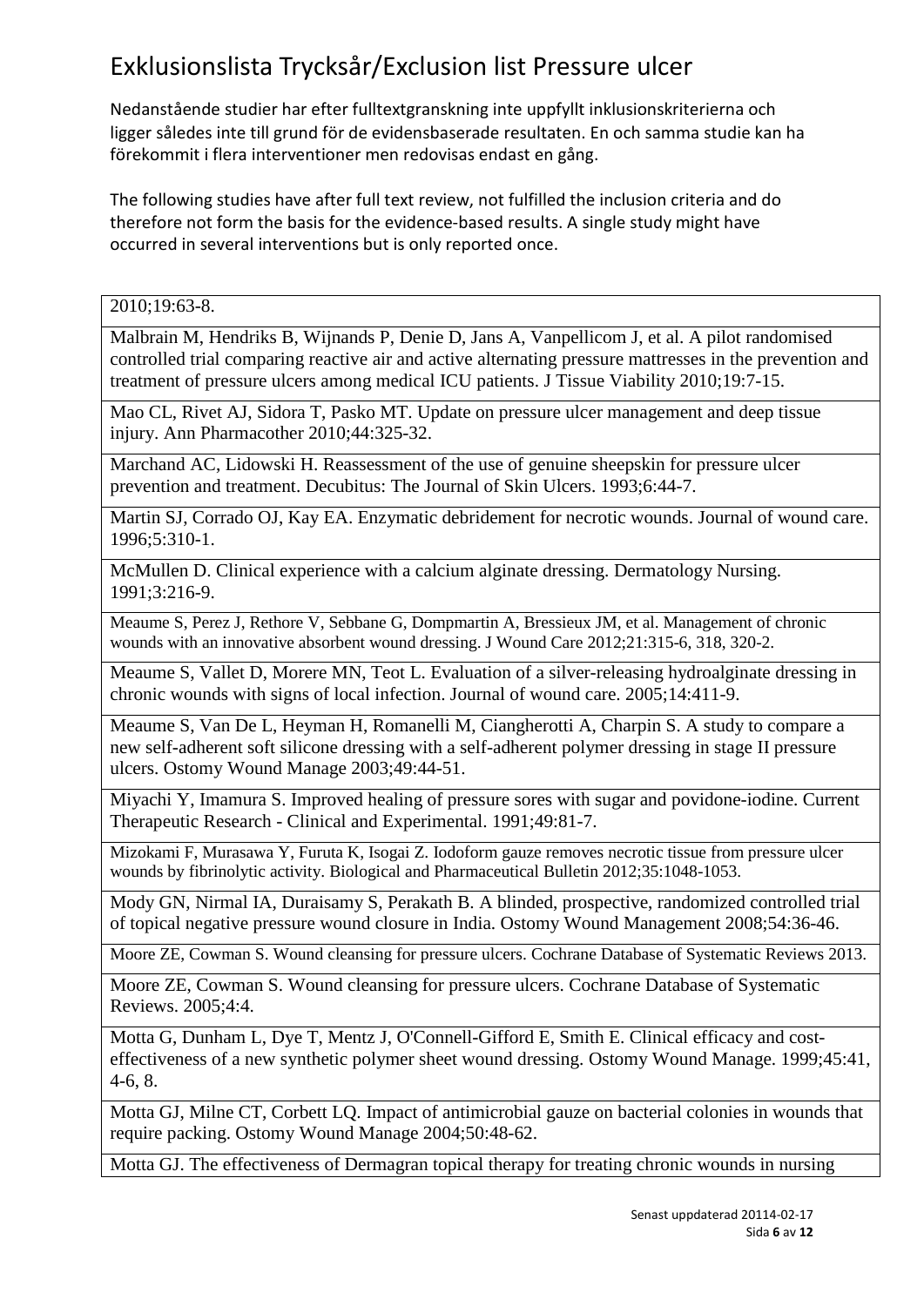# Exklusionslista Trycksår/Exclusion list Pressure ulcer

Nedanstående studier har efter fulltextgranskning inte uppfyllt inklusionskriterierna och ligger således inte till grund för de evidensbaserade resultaten. En och samma studie kan ha förekommit i flera interventioner men redovisas endast en gång.

The following studies have after full text review, not fulfilled the inclusion criteria and do therefore not form the basis for the evidence-based results. A single study might have occurred in several interventions but is only reported once.

| |
|---|
| 2010;19:63-8. |
| Malbrain M, Hendriks B, Wijnands P, Denie D, Jans A, Vanpellicom J, et al. A pilot randomised controlled trial comparing reactive air and active alternating pressure mattresses in the prevention and treatment of pressure ulcers among medical ICU patients. J Tissue Viability 2010;19:7-15. |
| Mao CL, Rivet AJ, Sidora T, Pasko MT. Update on pressure ulcer management and deep tissue injury. Ann Pharmacother 2010;44:325-32. |
| Marchand AC, Lidowski H. Reassessment of the use of genuine sheepskin for pressure ulcer prevention and treatment. Decubitus: The Journal of Skin Ulcers. 1993;6:44-7. |
| Martin SJ, Corrado OJ, Kay EA. Enzymatic debridement for necrotic wounds. Journal of wound care. 1996;5:310-1. |
| McMullen D. Clinical experience with a calcium alginate dressing. Dermatology Nursing. 1991;3:216-9. |
| Meaume S, Perez J, Rethore V, Sebbane G, Dompmartin A, Bressieux JM, et al. Management of chronic wounds with an innovative absorbent wound dressing. J Wound Care 2012;21:315-6, 318, 320-2. |
| Meaume S, Vallet D, Morere MN, Teot L. Evaluation of a silver-releasing hydroalginate dressing in chronic wounds with signs of local infection. Journal of wound care. 2005;14:411-9. |
| Meaume S, Van De L, Heyman H, Romanelli M, Ciangherotti A, Charpin S. A study to compare a new self-adherent soft silicone dressing with a self-adherent polymer dressing in stage II pressure ulcers. Ostomy Wound Manage 2003;49:44-51. |
| Miyachi Y, Imamura S. Improved healing of pressure sores with sugar and povidone-iodine. Current Therapeutic Research - Clinical and Experimental. 1991;49:81-7. |
| Mizokami F, Murasawa Y, Furuta K, Isogai Z. Iodoform gauze removes necrotic tissue from pressure ulcer wounds by fibrinolytic activity. Biological and Pharmaceutical Bulletin 2012;35:1048-1053. |
| Mody GN, Nirmal IA, Duraisamy S, Perakath B. A blinded, prospective, randomized controlled trial of topical negative pressure wound closure in India. Ostomy Wound Management 2008;54:36-46. |
| Moore ZE, Cowman S. Wound cleansing for pressure ulcers. Cochrane Database of Systematic Reviews 2013. |
| Moore ZE, Cowman S. Wound cleansing for pressure ulcers. Cochrane Database of Systematic Reviews. 2005;4:4. |
| Motta G, Dunham L, Dye T, Mentz J, O'Connell-Gifford E, Smith E. Clinical efficacy and cost-effectiveness of a new synthetic polymer sheet wound dressing. Ostomy Wound Manage. 1999;45:41, 4-6, 8. |
| Motta GJ, Milne CT, Corbett LQ. Impact of antimicrobial gauze on bacterial colonies in wounds that require packing. Ostomy Wound Manage 2004;50:48-62. |
| Motta GJ. The effectiveness of Dermagran topical therapy for treating chronic wounds in nursing |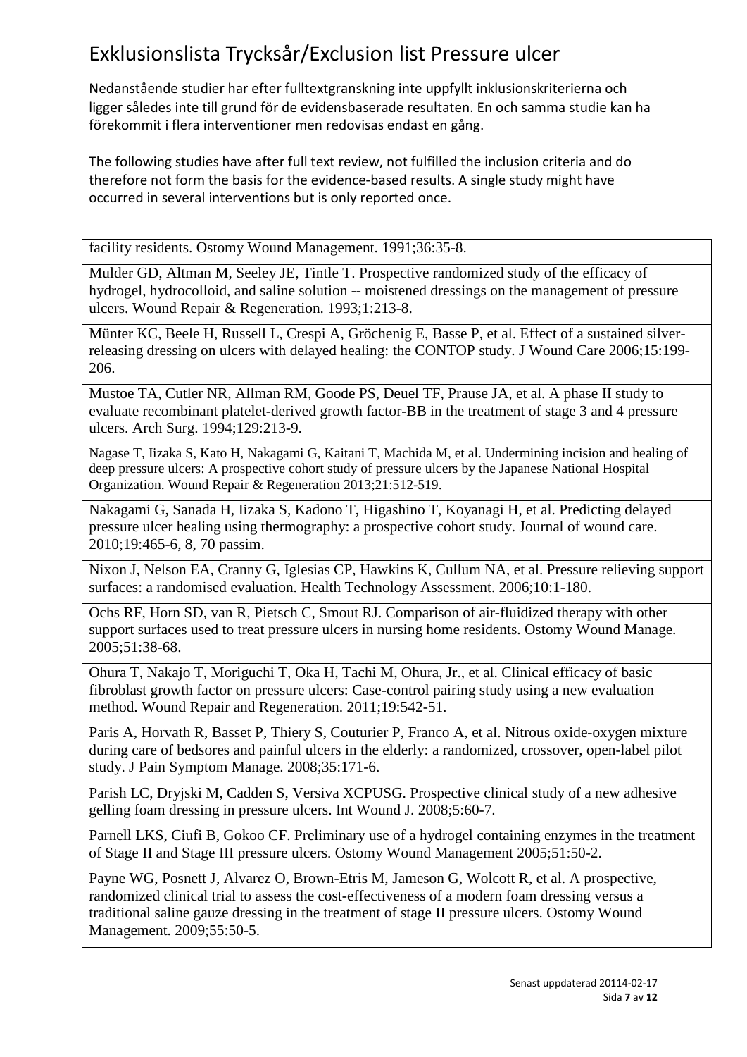# Exklusionslista Trycksår/Exclusion list Pressure ulcer

Nedanstående studier har efter fulltextgranskning inte uppfyllt inklusionskriterierna och ligger således inte till grund för de evidensbaserade resultaten. En och samma studie kan ha förekommit i flera interventioner men redovisas endast en gång.

The following studies have after full text review, not fulfilled the inclusion criteria and do therefore not form the basis for the evidence-based results. A single study might have occurred in several interventions but is only reported once.

| |
|---|
| facility residents. Ostomy Wound Management. 1991;36:35-8. |
| Mulder GD, Altman M, Seeley JE, Tintle T. Prospective randomized study of the efficacy of hydrogel, hydrocolloid, and saline solution -- moistened dressings on the management of pressure ulcers. Wound Repair & Regeneration. 1993;1:213-8. |
| Münter KC, Beele H, Russell L, Crespi A, Gröchenig E, Basse P, et al. Effect of a sustained silver-releasing dressing on ulcers with delayed healing: the CONTOP study. J Wound Care 2006;15:199-206. |
| Mustoe TA, Cutler NR, Allman RM, Goode PS, Deuel TF, Prause JA, et al. A phase II study to evaluate recombinant platelet-derived growth factor-BB in the treatment of stage 3 and 4 pressure ulcers. Arch Surg. 1994;129:213-9. |
| Nagase T, Iizaka S, Kato H, Nakagami G, Kaitani T, Machida M, et al. Undermining incision and healing of deep pressure ulcers: A prospective cohort study of pressure ulcers by the Japanese National Hospital Organization. Wound Repair & Regeneration 2013;21:512-519. |
| Nakagami G, Sanada H, Iizaka S, Kadono T, Higashino T, Koyanagi H, et al. Predicting delayed pressure ulcer healing using thermography: a prospective cohort study. Journal of wound care. 2010;19:465-6, 8, 70 passim. |
| Nixon J, Nelson EA, Cranny G, Iglesias CP, Hawkins K, Cullum NA, et al. Pressure relieving support surfaces: a randomised evaluation. Health Technology Assessment. 2006;10:1-180. |
| Ochs RF, Horn SD, van R, Pietsch C, Smout RJ. Comparison of air-fluidized therapy with other support surfaces used to treat pressure ulcers in nursing home residents. Ostomy Wound Manage. 2005;51:38-68. |
| Ohura T, Nakajo T, Moriguchi T, Oka H, Tachi M, Ohura, Jr., et al. Clinical efficacy of basic fibroblast growth factor on pressure ulcers: Case-control pairing study using a new evaluation method. Wound Repair and Regeneration. 2011;19:542-51. |
| Paris A, Horvath R, Basset P, Thiery S, Couturier P, Franco A, et al. Nitrous oxide-oxygen mixture during care of bedsores and painful ulcers in the elderly: a randomized, crossover, open-label pilot study. J Pain Symptom Manage. 2008;35:171-6. |
| Parish LC, Dryjski M, Cadden S, Versiva XCPUSG. Prospective clinical study of a new adhesive gelling foam dressing in pressure ulcers. Int Wound J. 2008;5:60-7. |
| Parnell LKS, Ciufi B, Gokoo CF. Preliminary use of a hydrogel containing enzymes in the treatment of Stage II and Stage III pressure ulcers. Ostomy Wound Management 2005;51:50-2. |
| Payne WG, Posnett J, Alvarez O, Brown-Etris M, Jameson G, Wolcott R, et al. A prospective, randomized clinical trial to assess the cost-effectiveness of a modern foam dressing versus a traditional saline gauze dressing in the treatment of stage II pressure ulcers. Ostomy Wound Management. 2009;55:50-5. |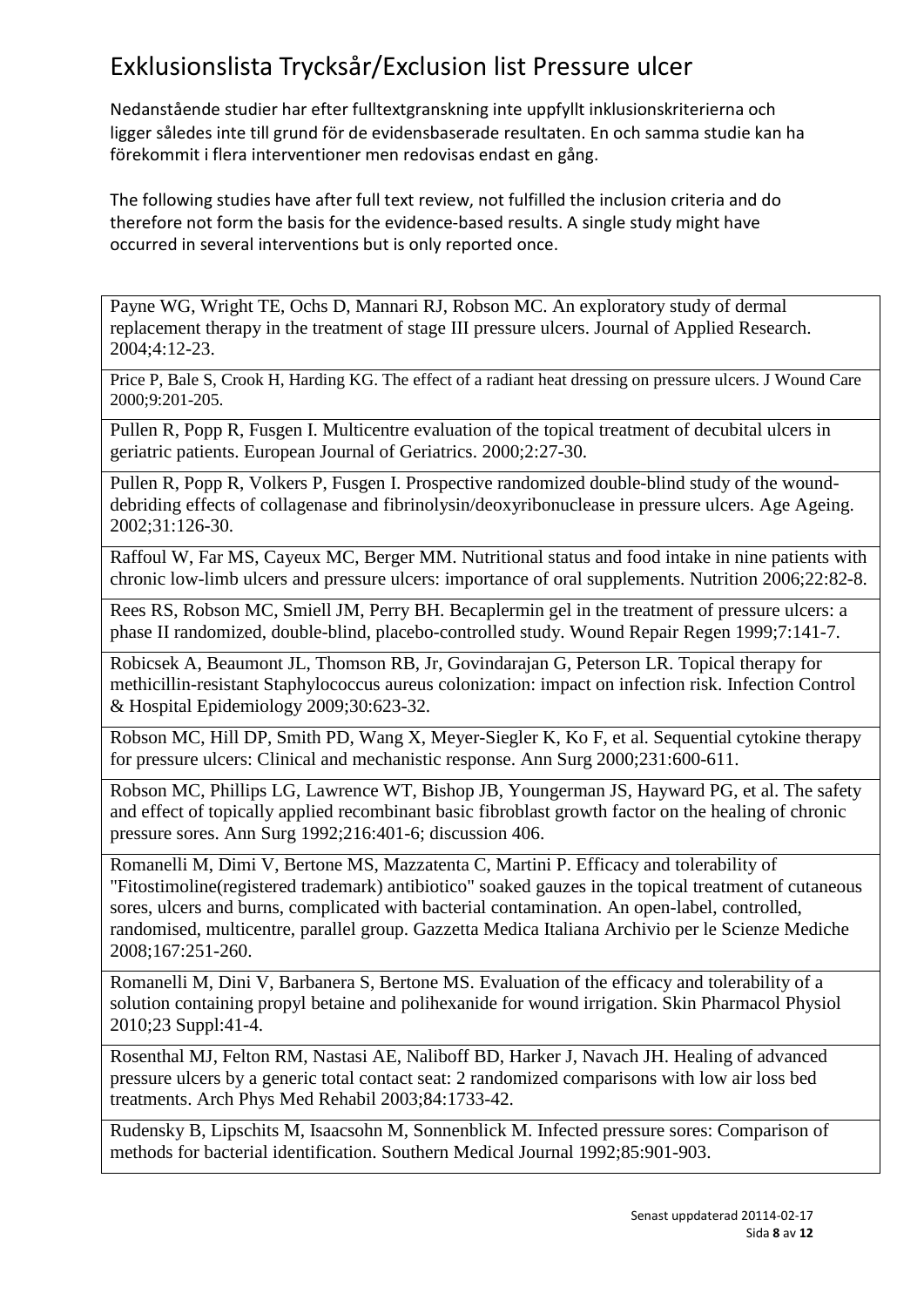# Exklusionslista Trycksår/Exclusion list Pressure ulcer

Nedanstående studier har efter fulltextgranskning inte uppfyllt inklusionskriterierna och ligger således inte till grund för de evidensbaserade resultaten. En och samma studie kan ha förekommit i flera interventioner men redovisas endast en gång.

The following studies have after full text review, not fulfilled the inclusion criteria and do therefore not form the basis for the evidence-based results. A single study might have occurred in several interventions but is only reported once.

| |
|---|
| Payne WG, Wright TE, Ochs D, Mannari RJ, Robson MC. An exploratory study of dermal replacement therapy in the treatment of stage III pressure ulcers. Journal of Applied Research. 2004;4:12-23. |
| Price P, Bale S, Crook H, Harding KG. The effect of a radiant heat dressing on pressure ulcers. J Wound Care 2000;9:201-205. |
| Pullen R, Popp R, Fusgen I. Multicentre evaluation of the topical treatment of decubital ulcers in geriatric patients. European Journal of Geriatrics. 2000;2:27-30. |
| Pullen R, Popp R, Volkers P, Fusgen I. Prospective randomized double-blind study of the wound-debriding effects of collagenase and fibrinolysin/deoxyribonuclease in pressure ulcers. Age Ageing. 2002;31:126-30. |
| Raffoul W, Far MS, Cayeux MC, Berger MM. Nutritional status and food intake in nine patients with chronic low-limb ulcers and pressure ulcers: importance of oral supplements. Nutrition 2006;22:82-8. |
| Rees RS, Robson MC, Smiell JM, Perry BH. Becaplermin gel in the treatment of pressure ulcers: a phase II randomized, double-blind, placebo-controlled study. Wound Repair Regen 1999;7:141-7. |
| Robicsek A, Beaumont JL, Thomson RB, Jr, Govindarajan G, Peterson LR. Topical therapy for methicillin-resistant Staphylococcus aureus colonization: impact on infection risk. Infection Control & Hospital Epidemiology 2009;30:623-32. |
| Robson MC, Hill DP, Smith PD, Wang X, Meyer-Siegler K, Ko F, et al. Sequential cytokine therapy for pressure ulcers: Clinical and mechanistic response. Ann Surg 2000;231:600-611. |
| Robson MC, Phillips LG, Lawrence WT, Bishop JB, Youngerman JS, Hayward PG, et al. The safety and effect of topically applied recombinant basic fibroblast growth factor on the healing of chronic pressure sores. Ann Surg 1992;216:401-6; discussion 406. |
| Romanelli M, Dimi V, Bertone MS, Mazzatenta C, Martini P. Efficacy and tolerability of "Fitostimoline(registered trademark) antibiotico" soaked gauzes in the topical treatment of cutaneous sores, ulcers and burns, complicated with bacterial contamination. An open-label, controlled, randomised, multicentre, parallel group. Gazzetta Medica Italiana Archivio per le Scienze Mediche 2008;167:251-260. |
| Romanelli M, Dini V, Barbanera S, Bertone MS. Evaluation of the efficacy and tolerability of a solution containing propyl betaine and polihexanide for wound irrigation. Skin Pharmacol Physiol 2010;23 Suppl:41-4. |
| Rosenthal MJ, Felton RM, Nastasi AE, Naliboff BD, Harker J, Navach JH. Healing of advanced pressure ulcers by a generic total contact seat: 2 randomized comparisons with low air loss bed treatments. Arch Phys Med Rehabil 2003;84:1733-42. |
| Rudensky B, Lipschits M, Isaacsohn M, Sonnenblick M. Infected pressure sores: Comparison of methods for bacterial identification. Southern Medical Journal 1992;85:901-903. |

Senast uppdaterad 20114-02-17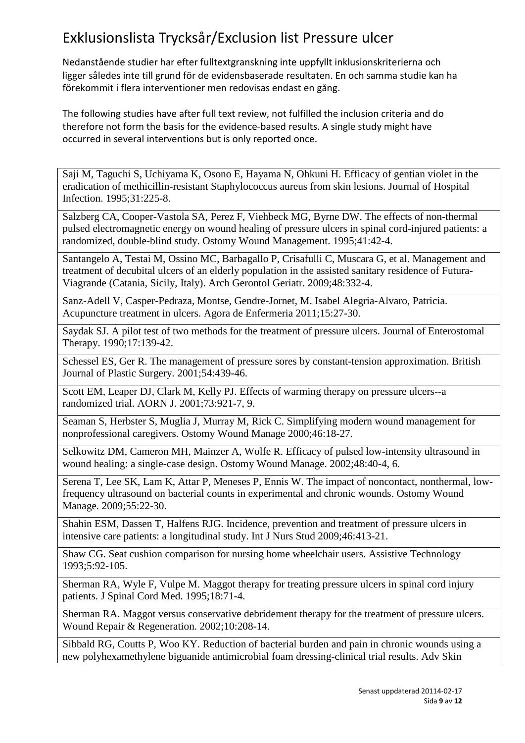# Exklusionslista Trycksår/Exclusion list Pressure ulcer

Nedanstående studier har efter fulltextgranskning inte uppfyllt inklusionskriterierna och ligger således inte till grund för de evidensbaserade resultaten. En och samma studie kan ha förekommit i flera interventioner men redovisas endast en gång.

The following studies have after full text review, not fulfilled the inclusion criteria and do therefore not form the basis for the evidence-based results. A single study might have occurred in several interventions but is only reported once.

| |
|---|
| Saji M, Taguchi S, Uchiyama K, Osono E, Hayama N, Ohkuni H. Efficacy of gentian violet in the eradication of methicillin-resistant Staphylococcus aureus from skin lesions. Journal of Hospital Infection. 1995;31:225-8. |
| Salzberg CA, Cooper-Vastola SA, Perez F, Viehbeck MG, Byrne DW. The effects of non-thermal pulsed electromagnetic energy on wound healing of pressure ulcers in spinal cord-injured patients: a randomized, double-blind study. Ostomy Wound Management. 1995;41:42-4. |
| Santangelo A, Testai M, Ossino MC, Barbagallo P, Crisafulli C, Muscara G, et al. Management and treatment of decubital ulcers of an elderly population in the assisted sanitary residence of Futura-Viagrande (Catania, Sicily, Italy). Arch Gerontol Geriatr. 2009;48:332-4. |
| Sanz-Adell V, Casper-Pedraza, Montse, Gendre-Jornet, M. Isabel Alegria-Alvaro, Patricia. Acupuncture treatment in ulcers. Agora de Enfermeria 2011;15:27-30. |
| Saydak SJ. A pilot test of two methods for the treatment of pressure ulcers. Journal of Enterostomal Therapy. 1990;17:139-42. |
| Schessel ES, Ger R. The management of pressure sores by constant-tension approximation. British Journal of Plastic Surgery. 2001;54:439-46. |
| Scott EM, Leaper DJ, Clark M, Kelly PJ. Effects of warming therapy on pressure ulcers--a randomized trial. AORN J. 2001;73:921-7, 9. |
| Seaman S, Herbster S, Muglia J, Murray M, Rick C. Simplifying modern wound management for nonprofessional caregivers. Ostomy Wound Manage 2000;46:18-27. |
| Selkowitz DM, Cameron MH, Mainzer A, Wolfe R. Efficacy of pulsed low-intensity ultrasound in wound healing: a single-case design. Ostomy Wound Manage. 2002;48:40-4, 6. |
| Serena T, Lee SK, Lam K, Attar P, Meneses P, Ennis W. The impact of noncontact, nonthermal, low-frequency ultrasound on bacterial counts in experimental and chronic wounds. Ostomy Wound Manage. 2009;55:22-30. |
| Shahin ESM, Dassen T, Halfens RJG. Incidence, prevention and treatment of pressure ulcers in intensive care patients: a longitudinal study. Int J Nurs Stud 2009;46:413-21. |
| Shaw CG. Seat cushion comparison for nursing home wheelchair users. Assistive Technology 1993;5:92-105. |
| Sherman RA, Wyle F, Vulpe M. Maggot therapy for treating pressure ulcers in spinal cord injury patients. J Spinal Cord Med. 1995;18:71-4. |
| Sherman RA. Maggot versus conservative debridement therapy for the treatment of pressure ulcers. Wound Repair & Regeneration. 2002;10:208-14. |
| Sibbald RG, Coutts P, Woo KY. Reduction of bacterial burden and pain in chronic wounds using a new polyhexamethylene biguanide antimicrobial foam dressing-clinical trial results. Adv Skin |

Senast uppdaterad 20114-02-17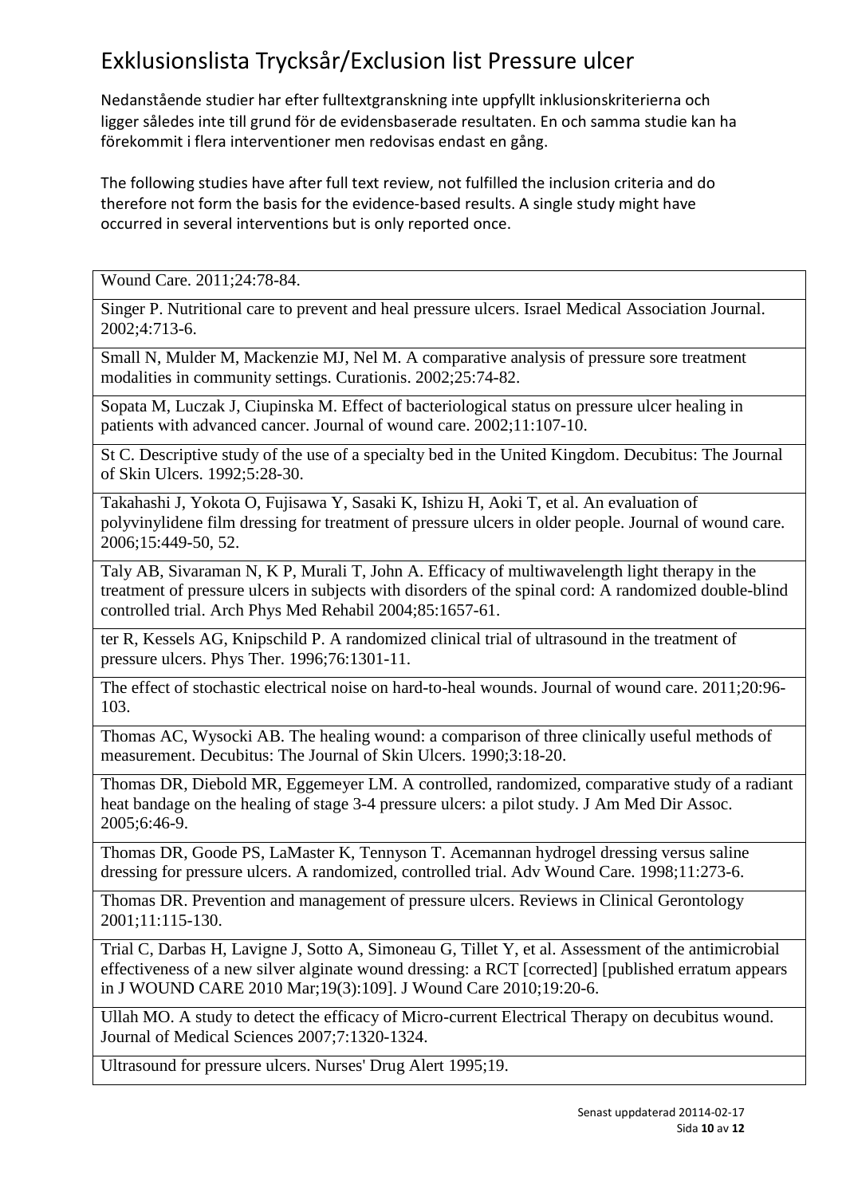# Exklusionslista Trycksår/Exclusion list Pressure ulcer

Nedanstående studier har efter fulltextgranskning inte uppfyllt inklusionskriterierna och ligger således inte till grund för de evidensbaserade resultaten. En och samma studie kan ha förekommit i flera interventioner men redovisas endast en gång.

The following studies have after full text review, not fulfilled the inclusion criteria and do therefore not form the basis for the evidence-based results. A single study might have occurred in several interventions but is only reported once.

| |
|---|
| Wound Care. 2011;24:78-84. |
| Singer P. Nutritional care to prevent and heal pressure ulcers. Israel Medical Association Journal. 2002;4:713-6. |
| Small N, Mulder M, Mackenzie MJ, Nel M. A comparative analysis of pressure sore treatment modalities in community settings. Curationis. 2002;25:74-82. |
| Sopata M, Luczak J, Ciupinska M. Effect of bacteriological status on pressure ulcer healing in patients with advanced cancer. Journal of wound care. 2002;11:107-10. |
| St C. Descriptive study of the use of a specialty bed in the United Kingdom. Decubitus: The Journal of Skin Ulcers. 1992;5:28-30. |
| Takahashi J, Yokota O, Fujisawa Y, Sasaki K, Ishizu H, Aoki T, et al. An evaluation of polyvinylidene film dressing for treatment of pressure ulcers in older people. Journal of wound care. 2006;15:449-50, 52. |
| Taly AB, Sivaraman N, K P, Murali T, John A. Efficacy of multiwavelength light therapy in the treatment of pressure ulcers in subjects with disorders of the spinal cord: A randomized double-blind controlled trial. Arch Phys Med Rehabil 2004;85:1657-61. |
| ter R, Kessels AG, Knipschild P. A randomized clinical trial of ultrasound in the treatment of pressure ulcers. Phys Ther. 1996;76:1301-11. |
| The effect of stochastic electrical noise on hard-to-heal wounds. Journal of wound care. 2011;20:96-103. |
| Thomas AC, Wysocki AB. The healing wound: a comparison of three clinically useful methods of measurement. Decubitus: The Journal of Skin Ulcers. 1990;3:18-20. |
| Thomas DR, Diebold MR, Eggemeyer LM. A controlled, randomized, comparative study of a radiant heat bandage on the healing of stage 3-4 pressure ulcers: a pilot study. J Am Med Dir Assoc. 2005;6:46-9. |
| Thomas DR, Goode PS, LaMaster K, Tennyson T. Acemannan hydrogel dressing versus saline dressing for pressure ulcers. A randomized, controlled trial. Adv Wound Care. 1998;11:273-6. |
| Thomas DR. Prevention and management of pressure ulcers. Reviews in Clinical Gerontology 2001;11:115-130. |
| Trial C, Darbas H, Lavigne J, Sotto A, Simoneau G, Tillet Y, et al. Assessment of the antimicrobial effectiveness of a new silver alginate wound dressing: a RCT [corrected] [published erratum appears in J WOUND CARE 2010 Mar;19(3):109]. J Wound Care 2010;19:20-6. |
| Ullah MO. A study to detect the efficacy of Micro-current Electrical Therapy on decubitus wound. Journal of Medical Sciences 2007;7:1320-1324. |
| Ultrasound for pressure ulcers. Nurses' Drug Alert 1995;19. |

Senast uppdaterad 20114-02-17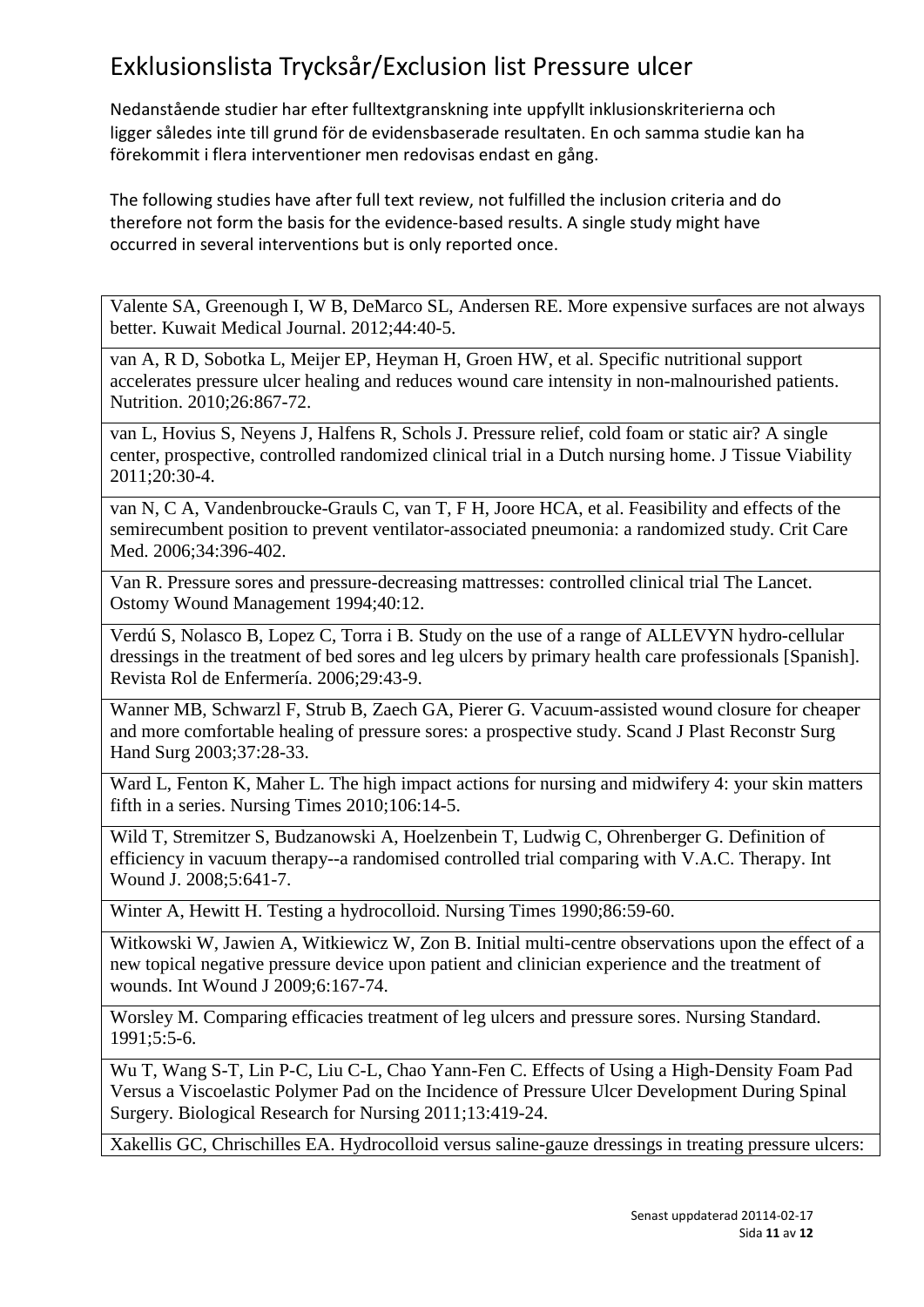# Exklusionslista Trycksår/Exclusion list Pressure ulcer

Nedanstående studier har efter fulltextgranskning inte uppfyllt inklusionskriterierna och ligger således inte till grund för de evidensbaserade resultaten. En och samma studie kan ha förekommit i flera interventioner men redovisas endast en gång.

The following studies have after full text review, not fulfilled the inclusion criteria and do therefore not form the basis for the evidence-based results. A single study might have occurred in several interventions but is only reported once.

| |
|---|
| Valente SA, Greenough I, W B, DeMarco SL, Andersen RE. More expensive surfaces are not always better. Kuwait Medical Journal. 2012;44:40-5. |
| van A, R D, Sobotka L, Meijer EP, Heyman H, Groen HW, et al. Specific nutritional support accelerates pressure ulcer healing and reduces wound care intensity in non-malnourished patients. Nutrition. 2010;26:867-72. |
| van L, Hovius S, Neyens J, Halfens R, Schols J. Pressure relief, cold foam or static air? A single center, prospective, controlled randomized clinical trial in a Dutch nursing home. J Tissue Viability 2011;20:30-4. |
| van N, C A, Vandenbroucke-Grauls C, van T, F H, Joore HCA, et al. Feasibility and effects of the semirecumbent position to prevent ventilator-associated pneumonia: a randomized study. Crit Care Med. 2006;34:396-402. |
| Van R. Pressure sores and pressure-decreasing mattresses: controlled clinical trial The Lancet. Ostomy Wound Management 1994;40:12. |
| Verdú S, Nolasco B, Lopez C, Torra i B. Study on the use of a range of ALLEVYN hydro-cellular dressings in the treatment of bed sores and leg ulcers by primary health care professionals [Spanish]. Revista Rol de Enfermería. 2006;29:43-9. |
| Wanner MB, Schwarzl F, Strub B, Zaech GA, Pierer G. Vacuum-assisted wound closure for cheaper and more comfortable healing of pressure sores: a prospective study. Scand J Plast Reconstr Surg Hand Surg 2003;37:28-33. |
| Ward L, Fenton K, Maher L. The high impact actions for nursing and midwifery 4: your skin matters fifth in a series. Nursing Times 2010;106:14-5. |
| Wild T, Stremitzer S, Budzanowski A, Hoelzenbein T, Ludwig C, Ohrenberger G. Definition of efficiency in vacuum therapy--a randomised controlled trial comparing with V.A.C. Therapy. Int Wound J. 2008;5:641-7. |
| Winter A, Hewitt H. Testing a hydrocolloid. Nursing Times 1990;86:59-60. |
| Witkowski W, Jawien A, Witkiewicz W, Zon B. Initial multi-centre observations upon the effect of a new topical negative pressure device upon patient and clinician experience and the treatment of wounds. Int Wound J 2009;6:167-74. |
| Worsley M. Comparing efficacies treatment of leg ulcers and pressure sores. Nursing Standard. 1991;5:5-6. |
| Wu T, Wang S-T, Lin P-C, Liu C-L, Chao Yann-Fen C. Effects of Using a High-Density Foam Pad Versus a Viscoelastic Polymer Pad on the Incidence of Pressure Ulcer Development During Spinal Surgery. Biological Research for Nursing 2011;13:419-24. |
| Xakellis GC, Chrischilles EA. Hydrocolloid versus saline-gauze dressings in treating pressure ulcers: |

Senast uppdaterad 20114-02-17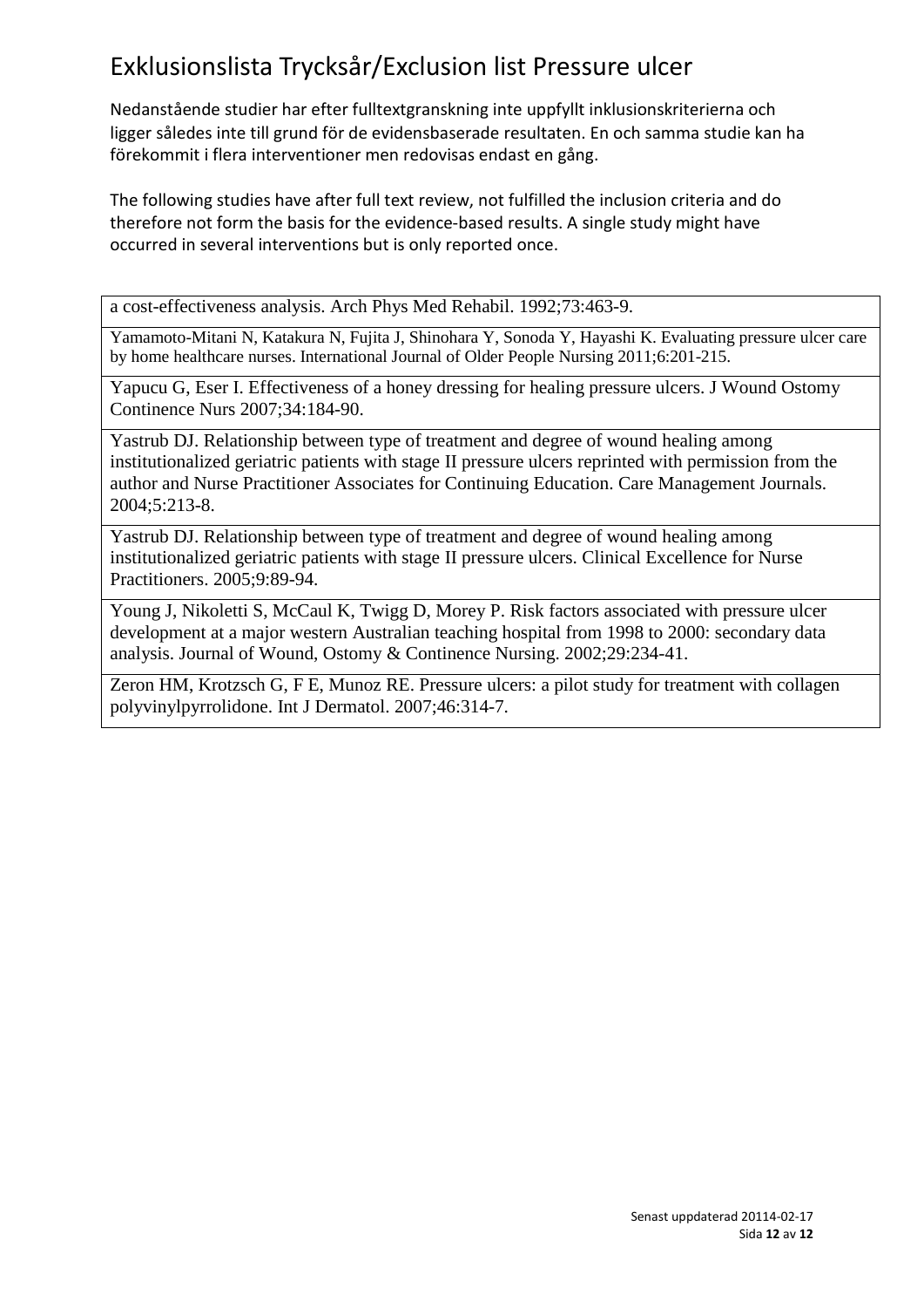# Exklusionslista Trycksår/Exclusion list Pressure ulcer

Nedanstående studier har efter fulltextgranskning inte uppfyllt inklusionskriterierna och ligger således inte till grund för de evidensbaserade resultaten. En och samma studie kan ha förekommit i flera interventioner men redovisas endast en gång.

The following studies have after full text review, not fulfilled the inclusion criteria and do therefore not form the basis for the evidence-based results. A single study might have occurred in several interventions but is only reported once.

| |
|---|
| a cost-effectiveness analysis. Arch Phys Med Rehabil. 1992;73:463-9. |
| Yamamoto-Mitani N, Katakura N, Fujita J, Shinohara Y, Sonoda Y, Hayashi K. Evaluating pressure ulcer care by home healthcare nurses. International Journal of Older People Nursing 2011;6:201-215. |
| Yapucu G, Eser I. Effectiveness of a honey dressing for healing pressure ulcers. J Wound Ostomy Continence Nurs 2007;34:184-90. |
| Yastrub DJ. Relationship between type of treatment and degree of wound healing among institutionalized geriatric patients with stage II pressure ulcers reprinted with permission from the author and Nurse Practitioner Associates for Continuing Education. Care Management Journals. 2004;5:213-8. |
| Yastrub DJ. Relationship between type of treatment and degree of wound healing among institutionalized geriatric patients with stage II pressure ulcers. Clinical Excellence for Nurse Practitioners. 2005;9:89-94. |
| Young J, Nikoletti S, McCaul K, Twigg D, Morey P. Risk factors associated with pressure ulcer development at a major western Australian teaching hospital from 1998 to 2000: secondary data analysis. Journal of Wound, Ostomy & Continence Nursing. 2002;29:234-41. |
| Zeron HM, Krotzsch G, F E, Munoz RE. Pressure ulcers: a pilot study for treatment with collagen polyvinylpyrrolidone. Int J Dermatol. 2007;46:314-7. |

Senast uppdaterad 20114-02-17